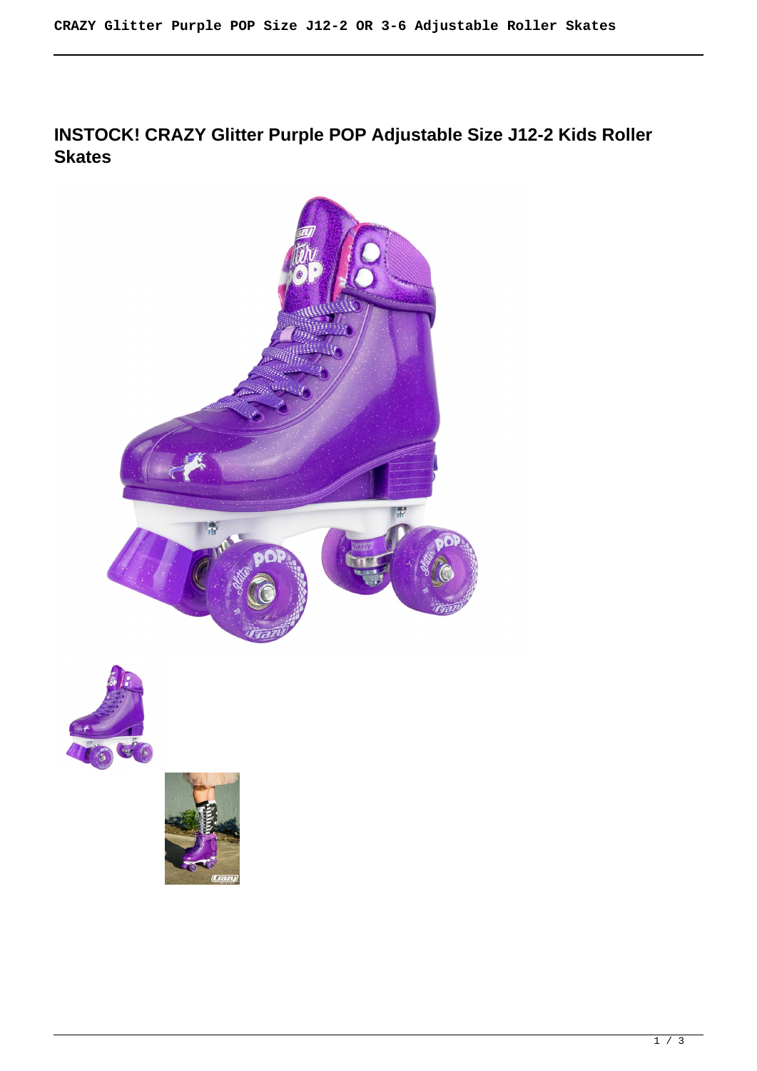# INSTOCK! CRAZY Glitter Purple POP Adjustable Size J12-2 Kids Roller Skates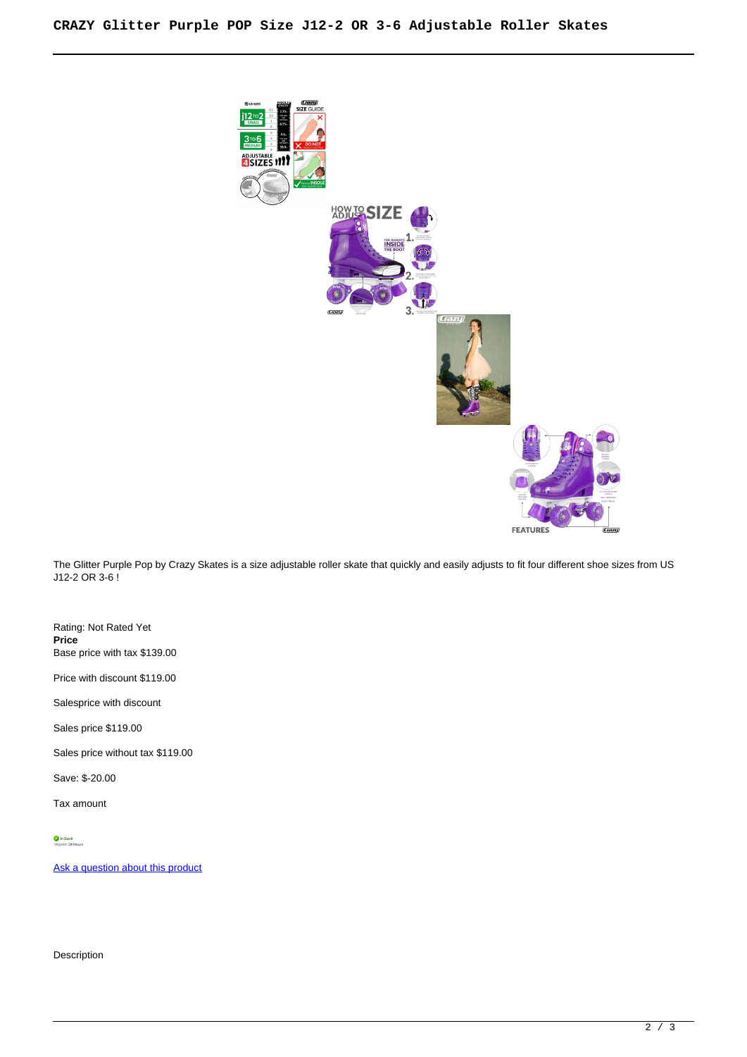# CRAZY Glitter Purple POP Size J12-2 OR 3-6 Adjustable Roller Skates

The Glitter Purple Pop by Crazy Skates is a size adjustable roller skate that quickly and easily adjusts to fit four different shoe sizes from US J12-2 OR 3-6 !

Rating: Not Rated Yet
**Price**
Base price with tax $139.00

Price with discount $119.00

Salesprice with discount

Sales price $119.00

Sales price without tax $119.00

Save: $-20.00

Tax amount

In Stock
Ships In: 24 Hours

Ask a question about this product

Description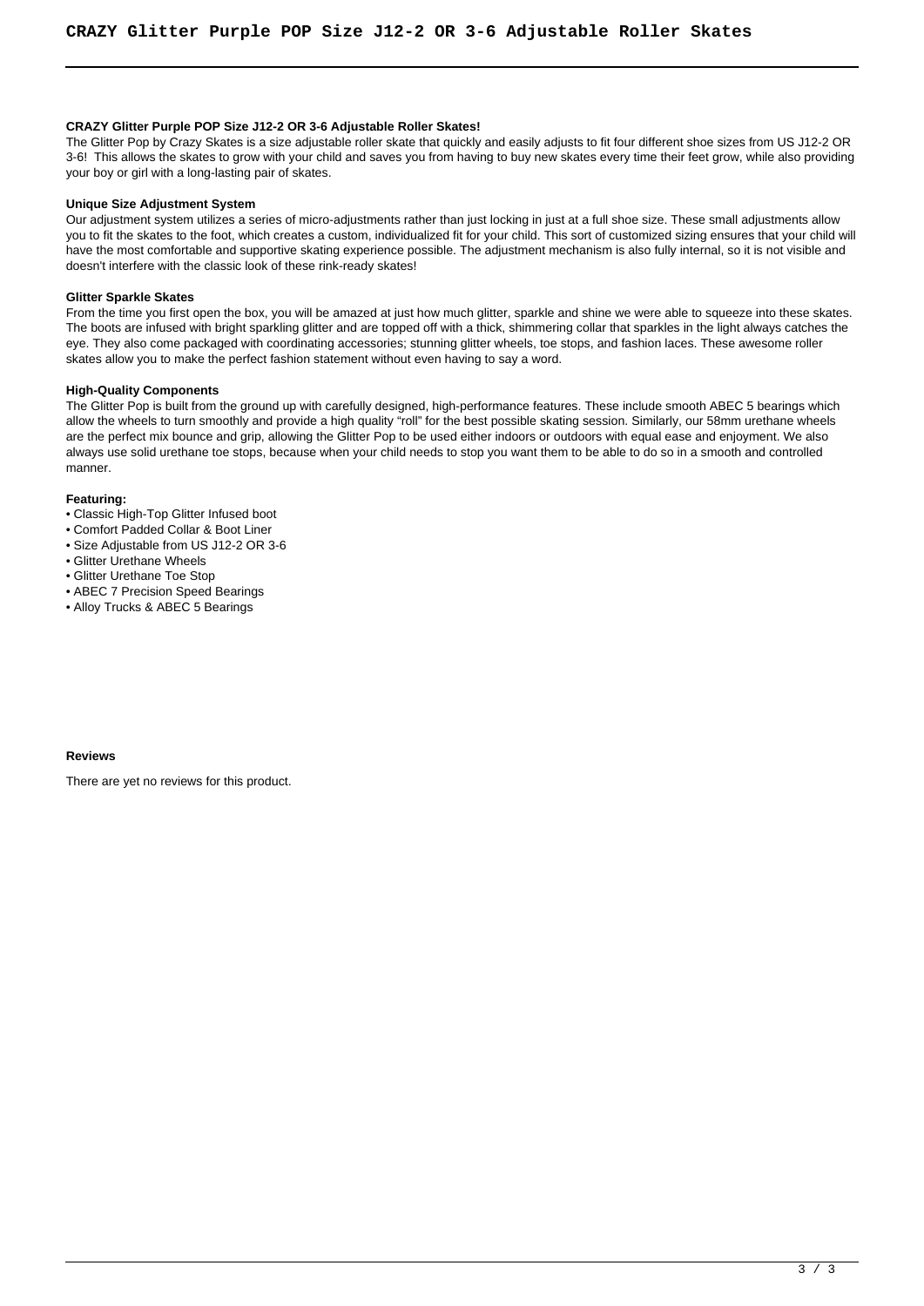# CRAZY Glitter Purple POP Size J12-2 OR 3-6 Adjustable Roller Skates

**CRAZY Glitter Purple POP Size J12-2 OR 3-6 Adjustable Roller Skates!**

The Glitter Pop by Crazy Skates is a size adjustable roller skate that quickly and easily adjusts to fit four different shoe sizes from US J12-2 OR 3-6! This allows the skates to grow with your child and saves you from having to buy new skates every time their feet grow, while also providing your boy or girl with a long-lasting pair of skates.

**Unique Size Adjustment System**

Our adjustment system utilizes a series of micro-adjustments rather than just locking in just at a full shoe size. These small adjustments allow you to fit the skates to the foot, which creates a custom, individualized fit for your child. This sort of customized sizing ensures that your child will have the most comfortable and supportive skating experience possible. The adjustment mechanism is also fully internal, so it is not visible and doesn't interfere with the classic look of these rink-ready skates!

**Glitter Sparkle Skates**

From the time you first open the box, you will be amazed at just how much glitter, sparkle and shine we were able to squeeze into these skates. The boots are infused with bright sparkling glitter and are topped off with a thick, shimmering collar that sparkles in the light always catches the eye. They also come packaged with coordinating accessories; stunning glitter wheels, toe stops, and fashion laces. These awesome roller skates allow you to make the perfect fashion statement without even having to say a word.

**High-Quality Components**

The Glitter Pop is built from the ground up with carefully designed, high-performance features. These include smooth ABEC 5 bearings which allow the wheels to turn smoothly and provide a high quality "roll" for the best possible skating session. Similarly, our 58mm urethane wheels are the perfect mix bounce and grip, allowing the Glitter Pop to be used either indoors or outdoors with equal ease and enjoyment. We also always use solid urethane toe stops, because when your child needs to stop you want them to be able to do so in a smooth and controlled manner.

**Featuring:**

- Classic High-Top Glitter Infused boot
- Comfort Padded Collar & Boot Liner
- Size Adjustable from US J12-2 OR 3-6
- Glitter Urethane Wheels
- Glitter Urethane Toe Stop
- ABEC 7 Precision Speed Bearings
- Alloy Trucks & ABEC 5 Bearings

**Reviews**

There are yet no reviews for this product.